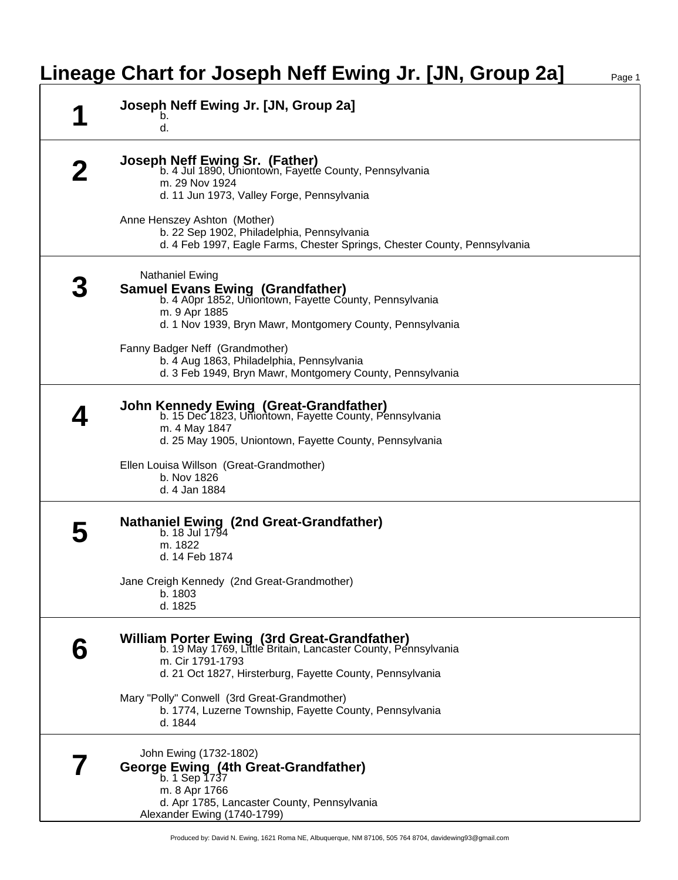# Lineage Chart for Joseph Neff Ewing Jr. [JN, Group 2a]

## 1

**Joseph Neff Ewing Jr. [JN, Group 2a]**
- b.
- d.

## 2

**Joseph Neff Ewing Sr. (Father)**
- b. 4 Jul 1890, Uniontown, Fayette County, Pennsylvania
- m. 29 Nov 1924
- d. 11 Jun 1973, Valley Forge, Pennsylvania

Anne Henszey Ashton (Mother)
- b. 22 Sep 1902, Philadelphia, Pennsylvania
- d. 4 Feb 1997, Eagle Farms, Chester Springs, Chester County, Pennsylvania

## 3

Nathaniel Ewing

**Samuel Evans Ewing (Grandfather)**
- b. 4 A0pr 1852, Uniontown, Fayette County, Pennsylvania
- m. 9 Apr 1885
- d. 1 Nov 1939, Bryn Mawr, Montgomery County, Pennsylvania

Fanny Badger Neff (Grandmother)
- b. 4 Aug 1863, Philadelphia, Pennsylvania
- d. 3 Feb 1949, Bryn Mawr, Montgomery County, Pennsylvania

## 4

**John Kennedy Ewing (Great-Grandfather)**
- b. 15 Dec 1823, Uniontown, Fayette County, Pennsylvania
- m. 4 May 1847
- d. 25 May 1905, Uniontown, Fayette County, Pennsylvania

Ellen Louisa Willson (Great-Grandmother)
- b. Nov 1826
- d. 4 Jan 1884

## 5

**Nathaniel Ewing (2nd Great-Grandfather)**
- b. 18 Jul 1794
- m. 1822
- d. 14 Feb 1874

Jane Creigh Kennedy (2nd Great-Grandmother)
- b. 1803
- d. 1825

## 6

**William Porter Ewing (3rd Great-Grandfather)**
- b. 19 May 1769, Little Britain, Lancaster County, Pennsylvania
- m. Cir 1791-1793
- d. 21 Oct 1827, Hirsterburg, Fayette County, Pennsylvania

Mary "Polly" Conwell (3rd Great-Grandmother)
- b. 1774, Luzerne Township, Fayette County, Pennsylvania
- d. 1844

## 7

John Ewing (1732-1802)

**George Ewing (4th Great-Grandfather)**
- b. 1 Sep 1737
- m. 8 Apr 1766
- d. Apr 1785, Lancaster County, Pennsylvania

Alexander Ewing (1740-1799)

Produced by: David N. Ewing, 1621 Roma NE, Albuquerque, NM 87106, 505 764 8704, davidewing93@gmail.com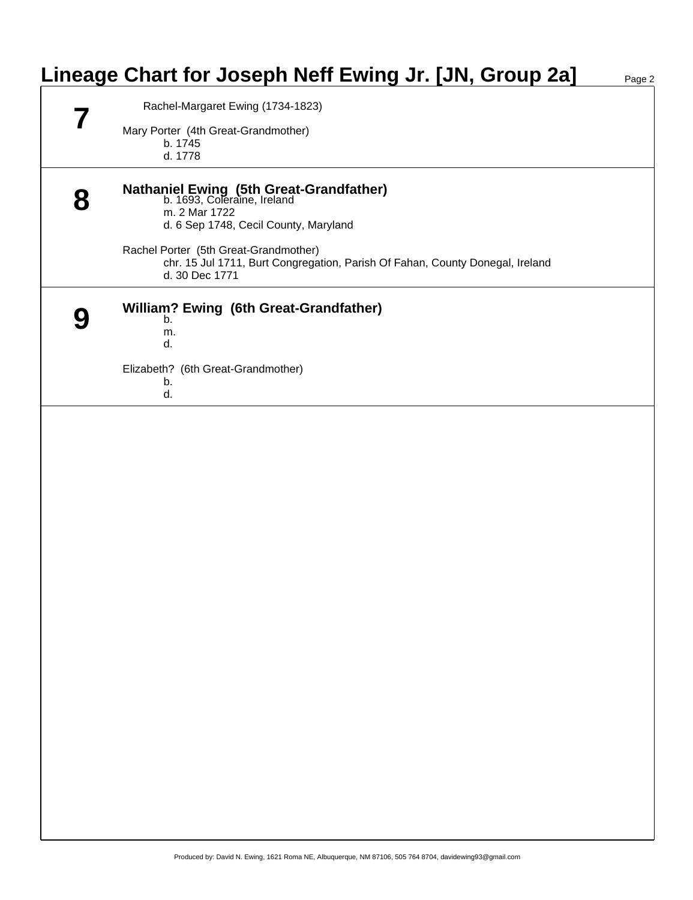# Lineage Chart for Joseph Neff Ewing Jr. [JN, Group 2a]

**7**

Rachel-Margaret Ewing (1734-1823)

Mary Porter (4th Great-Grandmother)
b. 1745
d. 1778

**8**

**Nathaniel Ewing (5th Great-Grandfather)**
b. 1693, Coleraine, Ireland
m. 2 Mar 1722
d. 6 Sep 1748, Cecil County, Maryland

Rachel Porter (5th Great-Grandmother)
chr. 15 Jul 1711, Burt Congregation, Parish Of Fahan, County Donegal, Ireland
d. 30 Dec 1771

**9**

**William? Ewing (6th Great-Grandfather)**
b.
m.
d.

Elizabeth? (6th Great-Grandmother)
b.
d.

Produced by: David N. Ewing, 1621 Roma NE, Albuquerque, NM 87106, 505 764 8704, davidewing93@gmail.com